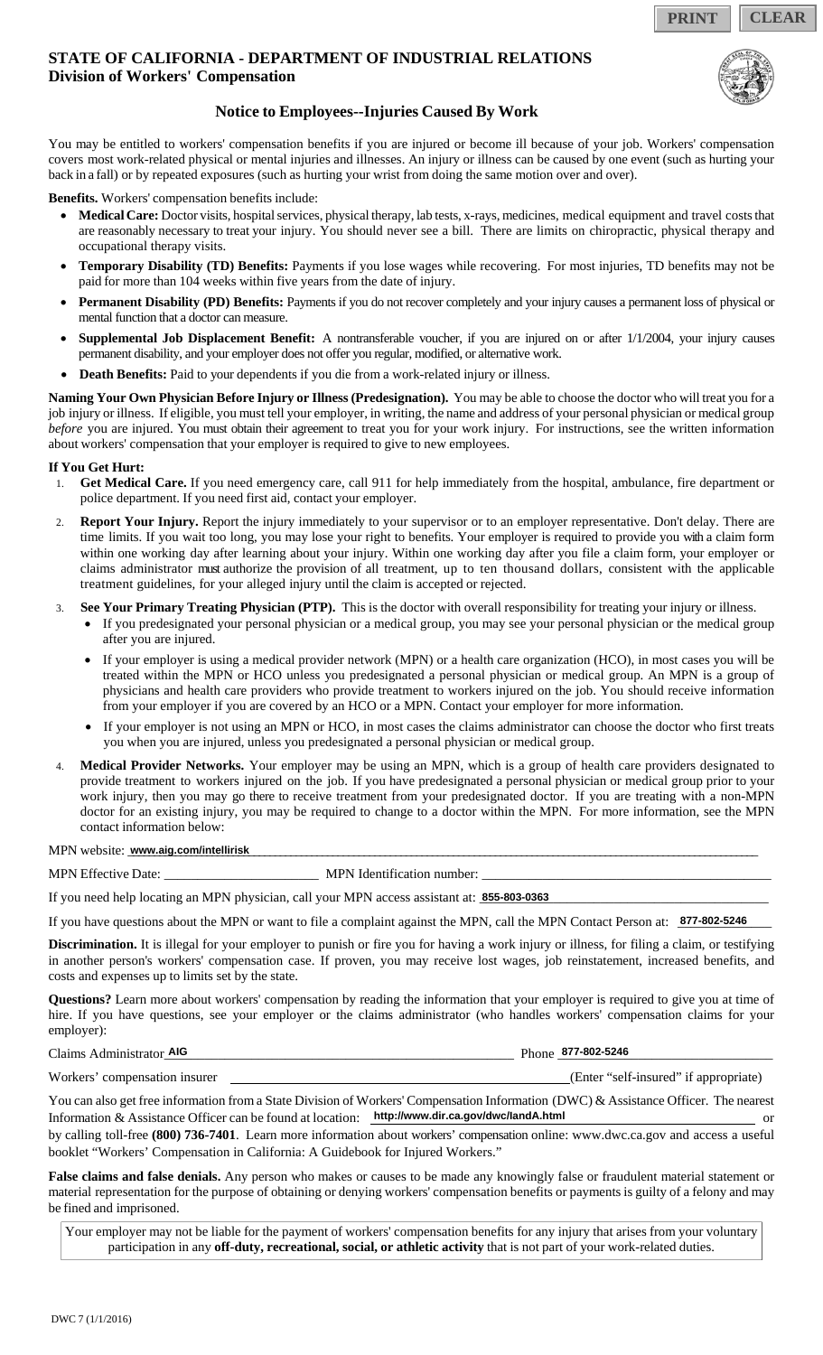PRINT CLEAR

**STATE OF CALIFORNIA - DEPARTMENT OF INDUSTRIAL RELATIONS**
**Division of Workers' Compensation**

## Notice to Employees--Injuries Caused By Work

You may be entitled to workers' compensation benefits if you are injured or become ill because of your job. Workers' compensation covers most work-related physical or mental injuries and illnesses. An injury or illness can be caused by one event (such as hurting your back in a fall) or by repeated exposures (such as hurting your wrist from doing the same motion over and over).

**Benefits.** Workers' compensation benefits include:

- **Medical Care:** Doctor visits, hospital services, physical therapy, lab tests, x-rays, medicines, medical equipment and travel costs that are reasonably necessary to treat your injury. You should never see a bill. There are limits on chiropractic, physical therapy and occupational therapy visits.
- **Temporary Disability (TD) Benefits:** Payments if you lose wages while recovering. For most injuries, TD benefits may not be paid for more than 104 weeks within five years from the date of injury.
- **Permanent Disability (PD) Benefits:** Payments if you do not recover completely and your injury causes a permanent loss of physical or mental function that a doctor can measure.
- **Supplemental Job Displacement Benefit:** A nontransferable voucher, if you are injured on or after 1/1/2004, your injury causes permanent disability, and your employer does not offer you regular, modified, or alternative work.
- **Death Benefits:** Paid to your dependents if you die from a work-related injury or illness.

**Naming Your Own Physician Before Injury or Illness (Predesignation).** You may be able to choose the doctor who will treat you for a job injury or illness. If eligible, you must tell your employer, in writing, the name and address of your personal physician or medical group *before* you are injured. You must obtain their agreement to treat you for your work injury. For instructions, see the written information about workers' compensation that your employer is required to give to new employees.

**If You Get Hurt:**

1. **Get Medical Care.** If you need emergency care, call 911 for help immediately from the hospital, ambulance, fire department or police department. If you need first aid, contact your employer.
2. **Report Your Injury.** Report the injury immediately to your supervisor or to an employer representative. Don't delay. There are time limits. If you wait too long, you may lose your right to benefits. Your employer is required to provide you with a claim form within one working day after learning about your injury. Within one working day after you file a claim form, your employer or claims administrator must authorize the provision of all treatment, up to ten thousand dollars, consistent with the applicable treatment guidelines, for your alleged injury until the claim is accepted or rejected.
3. **See Your Primary Treating Physician (PTP).** This is the doctor with overall responsibility for treating your injury or illness.
   - If you predesignated your personal physician or a medical group, you may see your personal physician or the medical group after you are injured.
   - If your employer is using a medical provider network (MPN) or a health care organization (HCO), in most cases you will be treated within the MPN or HCO unless you predesignated a personal physician or medical group. An MPN is a group of physicians and health care providers who provide treatment to workers injured on the job. You should receive information from your employer if you are covered by an HCO or a MPN. Contact your employer for more information.
   - If your employer is not using an MPN or HCO, in most cases the claims administrator can choose the doctor who first treats you when you are injured, unless you predesignated a personal physician or medical group.
4. **Medical Provider Networks.** Your employer may be using an MPN, which is a group of health care providers designated to provide treatment to workers injured on the job. If you have predesignated a personal physician or medical group prior to your work injury, then you may go there to receive treatment from your predesignated doctor. If you are treating with a non-MPN doctor for an existing injury, you may be required to change to a doctor within the MPN. For more information, see the MPN contact information below:

MPN website: www.aig.com/intellirisk

MPN Effective Date: ______________ MPN Identification number: ______________

If you need help locating an MPN physician, call your MPN access assistant at: 855-803-0363

If you have questions about the MPN or want to file a complaint against the MPN, call the MPN Contact Person at: 877-802-5246

**Discrimination.** It is illegal for your employer to punish or fire you for having a work injury or illness, for filing a claim, or testifying in another person's workers' compensation case. If proven, you may receive lost wages, job reinstatement, increased benefits, and costs and expenses up to limits set by the state.

**Questions?** Learn more about workers' compensation by reading the information that your employer is required to give you at time of hire. If you have questions, see your employer or the claims administrator (who handles workers' compensation claims for your employer):

Claims Administrator AIG Phone 877-802-5246

Workers' compensation insurer ______________ (Enter "self-insured" if appropriate)

You can also get free information from a State Division of Workers' Compensation Information (DWC) & Assistance Officer. The nearest Information & Assistance Officer can be found at location: http://www.dir.ca.gov/dwc/IandA.html or by calling toll-free **(800) 736-7401**. Learn more information about workers' compensation online: www.dwc.ca.gov and access a useful booklet "Workers' Compensation in California: A Guidebook for Injured Workers."

**False claims and false denials.** Any person who makes or causes to be made any knowingly false or fraudulent material statement or material representation for the purpose of obtaining or denying workers' compensation benefits or payments is guilty of a felony and may be fined and imprisoned.

Your employer may not be liable for the payment of workers' compensation benefits for any injury that arises from your voluntary participation in any **off-duty, recreational, social, or athletic activity** that is not part of your work-related duties.

DWC 7 (1/1/2016)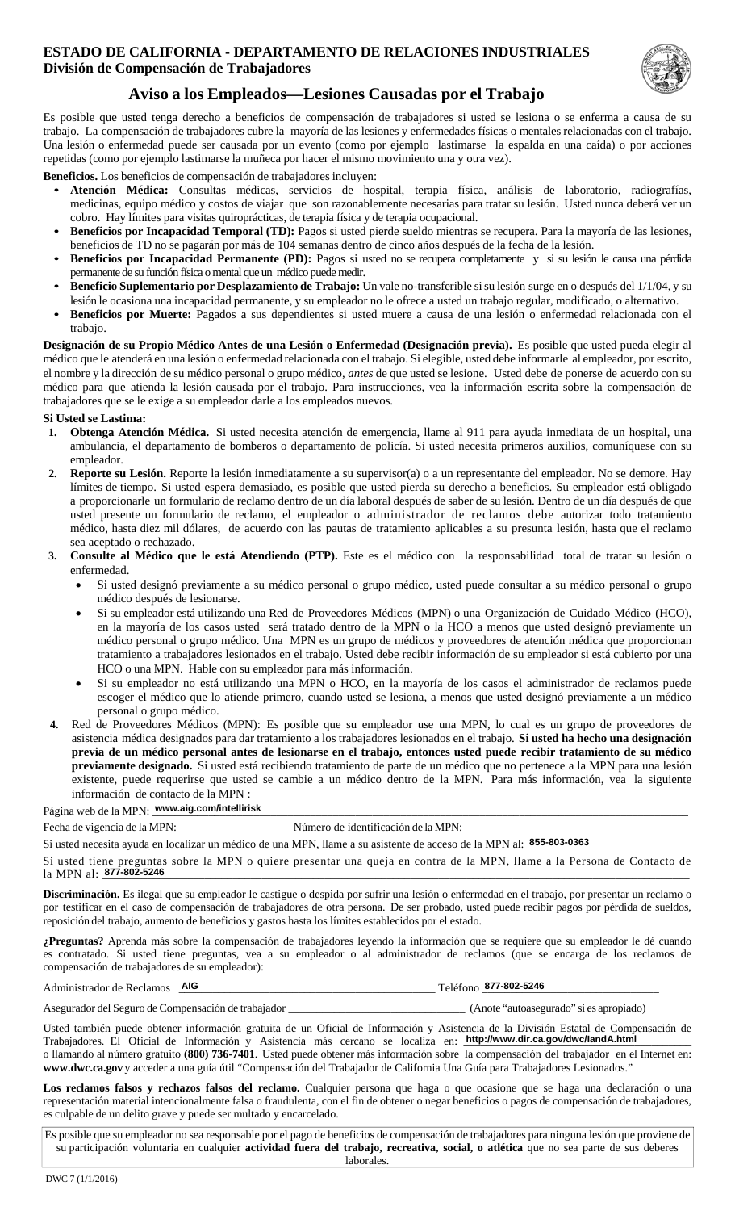**ESTADO DE CALIFORNIA - DEPARTAMENTO DE RELACIONES INDUSTRIALES**
**División de Compensación de Trabajadores**

# Aviso a los Empleados—Lesiones Causadas por el Trabajo

Es posible que usted tenga derecho a beneficios de compensación de trabajadores si usted se lesiona o se enferma a causa de su trabajo. La compensación de trabajadores cubre la mayoría de las lesiones y enfermedades físicas o mentales relacionadas con el trabajo. Una lesión o enfermedad puede ser causada por un evento (como por ejemplo lastimarse la espalda en una caída) o por acciones repetidas (como por ejemplo lastimarse la muñeca por hacer el mismo movimiento una y otra vez).

**Beneficios.** Los beneficios de compensación de trabajadores incluyen:

- **Atención Médica:** Consultas médicas, servicios de hospital, terapia física, análisis de laboratorio, radiografías, medicinas, equipo médico y costos de viajar que son razonablemente necesarias para tratar su lesión. Usted nunca deberá ver un cobro. Hay límites para visitas quiroprácticas, de terapia física y de terapia ocupacional.
- **Beneficios por Incapacidad Temporal (TD):** Pagos si usted pierde sueldo mientras se recupera. Para la mayoría de las lesiones, beneficios de TD no se pagarán por más de 104 semanas dentro de cinco años después de la fecha de la lesión.
- **Beneficios por Incapacidad Permanente (PD):** Pagos si usted no se recupera completamente y si su lesión le causa una pérdida permanente de su función física o mental que un médico puede medir.
- **Beneficio Suplementario por Desplazamiento de Trabajo:** Un vale no-transferible si su lesión surge en o después del 1/1/04, y su lesión le ocasiona una incapacidad permanente, y su empleador no le ofrece a usted un trabajo regular, modificado, o alternativo.
- **Beneficios por Muerte:** Pagados a sus dependientes si usted muere a causa de una lesión o enfermedad relacionada con el trabajo.

**Designación de su Propio Médico Antes de una Lesión o Enfermedad (Designación previa).** Es posible que usted pueda elegir al médico que le atenderá en una lesión o enfermedad relacionada con el trabajo. Si elegible, usted debe informarle al empleador, por escrito, el nombre y la dirección de su médico personal o grupo médico, *antes* de que usted se lesione. Usted debe de ponerse de acuerdo con su médico para que atienda la lesión causada por el trabajo. Para instrucciones, vea la información escrita sobre la compensación de trabajadores que se le exige a su empleador darle a los empleados nuevos.

**Si Usted se Lastima:**

1. **Obtenga Atención Médica.** Si usted necesita atención de emergencia, llame al 911 para ayuda inmediata de un hospital, una ambulancia, el departamento de bomberos o departamento de policía. Si usted necesita primeros auxilios, comuníquese con su empleador.
2. **Reporte su Lesión.** Reporte la lesión inmediatamente a su supervisor(a) o a un representante del empleador. No se demore. Hay límites de tiempo. Si usted espera demasiado, es posible que usted pierda su derecho a beneficios. Su empleador está obligado a proporcionarle un formulario de reclamo dentro de un día laboral después de saber de su lesión. Dentro de un día después de que usted presente un formulario de reclamo, el empleador o administrador de reclamos debe autorizar todo tratamiento médico, hasta diez mil dólares, de acuerdo con las pautas de tratamiento aplicables a su presunta lesión, hasta que el reclamo sea aceptado o rechazado.
3. **Consulte al Médico que le está Atendiendo (PTP).** Este es el médico con la responsabilidad total de tratar su lesión o enfermedad.
   - Si usted designó previamente a su médico personal o grupo médico, usted puede consultar a su médico personal o grupo médico después de lesionarse.
   - Si su empleador está utilizando una Red de Proveedores Médicos (MPN) o una Organización de Cuidado Médico (HCO), en la mayoría de los casos usted será tratado dentro de la MPN o la HCO a menos que usted designó previamente un médico personal o grupo médico. Una MPN es un grupo de médicos y proveedores de atención médica que proporcionan tratamiento a trabajadores lesionados en el trabajo. Usted debe recibir información de su empleador si está cubierto por una HCO o una MPN. Hable con su empleador para más información.
   - Si su empleador no está utilizando una MPN o HCO, en la mayoría de los casos el administrador de reclamos puede escoger el médico que lo atiende primero, cuando usted se lesiona, a menos que usted designó previamente a un médico personal o grupo médico.
4. Red de Proveedores Médicos (MPN): Es posible que su empleador use una MPN, lo cual es un grupo de proveedores de asistencia médica designados para dar tratamiento a los trabajadores lesionados en el trabajo. **Si usted ha hecho una designación previa de un médico personal antes de lesionarse en el trabajo, entonces usted puede recibir tratamiento de su médico previamente designado.** Si usted está recibiendo tratamiento de parte de un médico que no pertenece a la MPN para una lesión existente, puede requerirse que usted se cambie a un médico dentro de la MPN. Para más información, vea la siguiente información de contacto de la MPN :

Página web de la MPN: www.aig.com/intellirisk

Fecha de vigencia de la MPN: ____________ Número de identificación de la MPN: ____________

Si usted necesita ayuda en localizar un médico de una MPN, llame a su asistente de acceso de la MPN al: 855-803-0363

Si usted tiene preguntas sobre la MPN o quiere presentar una queja en contra de la MPN, llame a la Persona de Contacto de la MPN al: 877-802-5246

**Discriminación.** Es ilegal que su empleador le castigue o despida por sufrir una lesión o enfermedad en el trabajo, por presentar un reclamo o por testificar en el caso de compensación de trabajadores de otra persona. De ser probado, usted puede recibir pagos por pérdida de sueldos, reposición del trabajo, aumento de beneficios y gastos hasta los límites establecidos por el estado.

**¿Preguntas?** Aprenda más sobre la compensación de trabajadores leyendo la información que se requiere que su empleador le dé cuando es contratado. Si usted tiene preguntas, vea a su empleador o al administrador de reclamos (que se encarga de los reclamos de compensación de trabajadores de su empleador):

Administrador de Reclamos AIG Teléfono 877-802-5246

Asegurador del Seguro de Compensación de trabajador ____________ (Anote "autoasegurado" si es apropiado)

Usted también puede obtener información gratuita de un Oficial de Información y Asistencia de la División Estatal de Compensación de Trabajadores. El Oficial de Información y Asistencia más cercano se localiza en: http://www.dir.ca.gov/dwc/IandA.html o llamando al número gratuito **(800) 736-7401**. Usted puede obtener más información sobre la compensación del trabajador en el Internet en: **www.dwc.ca.gov** y acceder a una guía útil "Compensación del Trabajador de California Una Guía para Trabajadores Lesionados."

**Los reclamos falsos y rechazos falsos del reclamo.** Cualquier persona que haga o que ocasione que se haga una declaración o una representación material intencionalmente falsa o fraudulenta, con el fin de obtener o negar beneficios o pagos de compensación de trabajadores, es culpable de un delito grave y puede ser multado y encarcelado.

Es posible que su empleador no sea responsable por el pago de beneficios de compensación de trabajadores para ninguna lesión que proviene de su participación voluntaria en cualquier **actividad fuera del trabajo, recreativa, social, o atlética** que no sea parte de sus deberes laborales.

DWC 7 (1/1/2016)